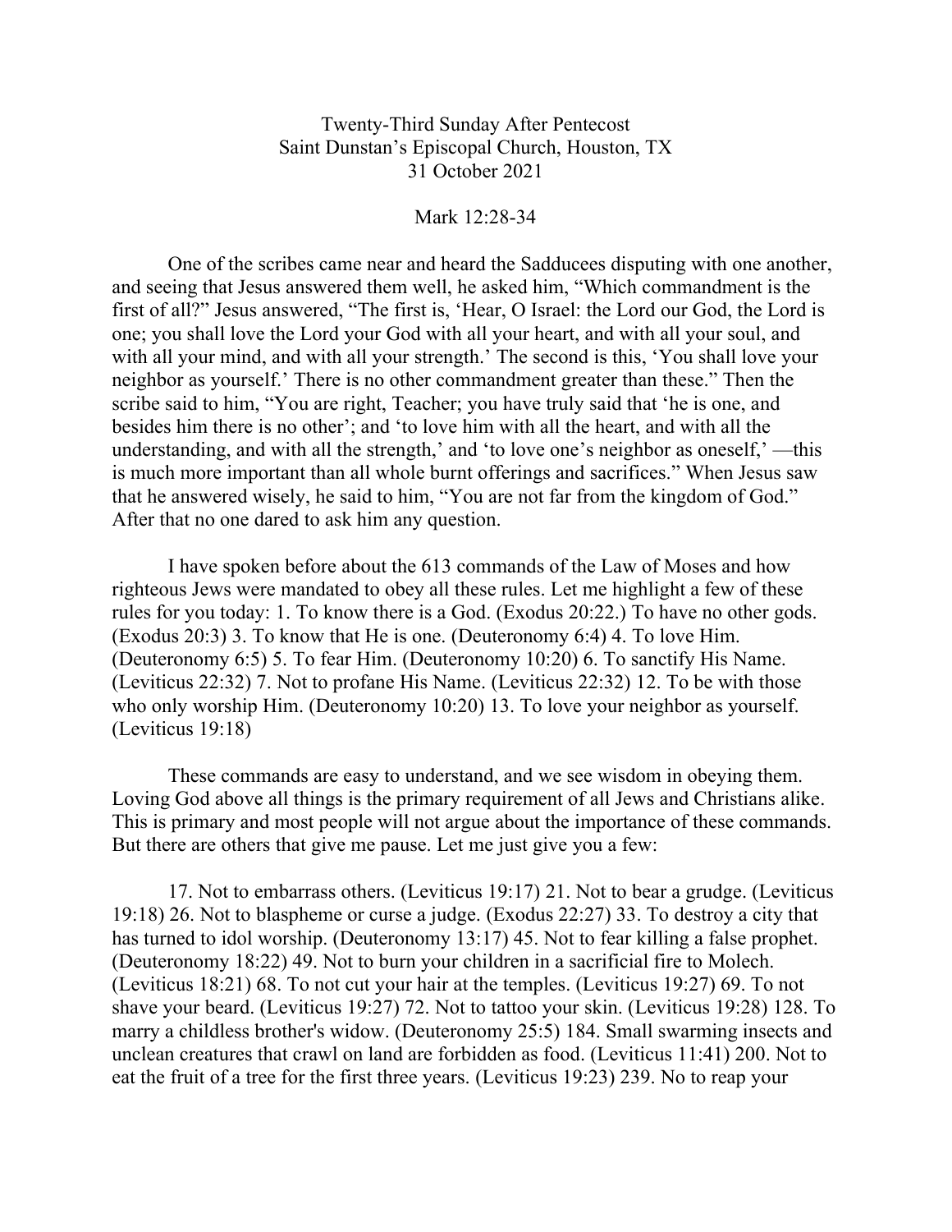Twenty-Third Sunday After Pentecost
Saint Dunstan's Episcopal Church, Houston, TX
31 October 2021

Mark 12:28-34

One of the scribes came near and heard the Sadducees disputing with one another, and seeing that Jesus answered them well, he asked him, "Which commandment is the first of all?" Jesus answered, "The first is, 'Hear, O Israel: the Lord our God, the Lord is one; you shall love the Lord your God with all your heart, and with all your soul, and with all your mind, and with all your strength.' The second is this, 'You shall love your neighbor as yourself.' There is no other commandment greater than these." Then the scribe said to him, "You are right, Teacher; you have truly said that 'he is one, and besides him there is no other'; and 'to love him with all the heart, and with all the understanding, and with all the strength,' and 'to love one's neighbor as oneself,' —this is much more important than all whole burnt offerings and sacrifices." When Jesus saw that he answered wisely, he said to him, "You are not far from the kingdom of God." After that no one dared to ask him any question.

I have spoken before about the 613 commands of the Law of Moses and how righteous Jews were mandated to obey all these rules. Let me highlight a few of these rules for you today: 1. To know there is a God. (Exodus 20:22.) To have no other gods. (Exodus 20:3) 3. To know that He is one. (Deuteronomy 6:4) 4. To love Him. (Deuteronomy 6:5) 5. To fear Him. (Deuteronomy 10:20) 6. To sanctify His Name. (Leviticus 22:32) 7. Not to profane His Name. (Leviticus 22:32) 12. To be with those who only worship Him. (Deuteronomy 10:20) 13. To love your neighbor as yourself. (Leviticus 19:18)

These commands are easy to understand, and we see wisdom in obeying them. Loving God above all things is the primary requirement of all Jews and Christians alike. This is primary and most people will not argue about the importance of these commands. But there are others that give me pause. Let me just give you a few:

17. Not to embarrass others. (Leviticus 19:17) 21. Not to bear a grudge. (Leviticus 19:18) 26. Not to blaspheme or curse a judge. (Exodus 22:27) 33. To destroy a city that has turned to idol worship. (Deuteronomy 13:17) 45. Not to fear killing a false prophet. (Deuteronomy 18:22) 49. Not to burn your children in a sacrificial fire to Molech. (Leviticus 18:21) 68. To not cut your hair at the temples. (Leviticus 19:27) 69. To not shave your beard. (Leviticus 19:27) 72. Not to tattoo your skin. (Leviticus 19:28) 128. To marry a childless brother's widow. (Deuteronomy 25:5) 184. Small swarming insects and unclean creatures that crawl on land are forbidden as food. (Leviticus 11:41) 200. Not to eat the fruit of a tree for the first three years. (Leviticus 19:23) 239. No to reap your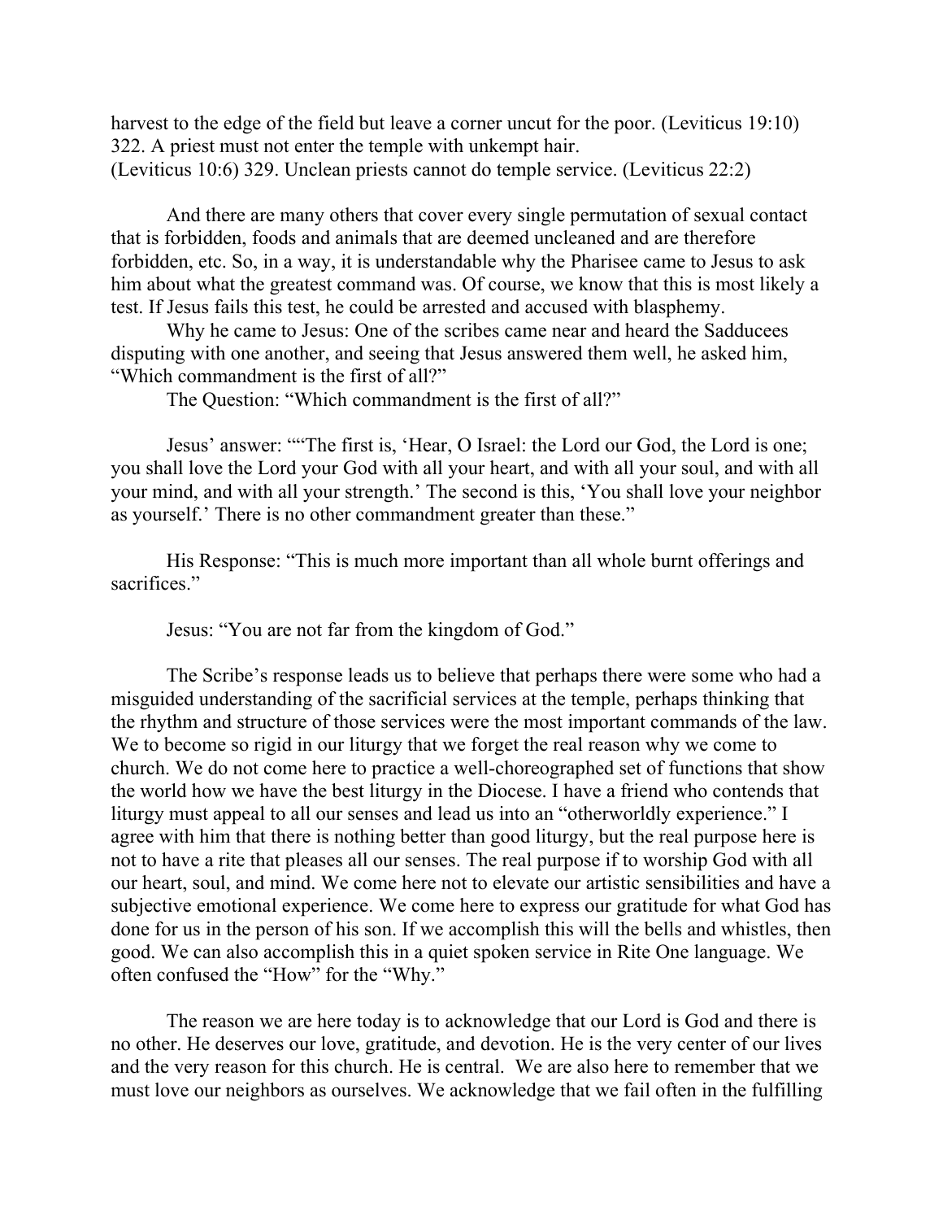harvest to the edge of the field but leave a corner uncut for the poor. (Leviticus 19:10)
322. A priest must not enter the temple with unkempt hair.
(Leviticus 10:6) 329. Unclean priests cannot do temple service. (Leviticus 22:2)

And there are many others that cover every single permutation of sexual contact that is forbidden, foods and animals that are deemed uncleaned and are therefore forbidden, etc. So, in a way, it is understandable why the Pharisee came to Jesus to ask him about what the greatest command was. Of course, we know that this is most likely a test. If Jesus fails this test, he could be arrested and accused with blasphemy.

Why he came to Jesus: One of the scribes came near and heard the Sadducees disputing with one another, and seeing that Jesus answered them well, he asked him, "Which commandment is the first of all?"

The Question: "Which commandment is the first of all?"

Jesus' answer: ""The first is, 'Hear, O Israel: the Lord our God, the Lord is one; you shall love the Lord your God with all your heart, and with all your soul, and with all your mind, and with all your strength.' The second is this, 'You shall love your neighbor as yourself.' There is no other commandment greater than these."

His Response: "This is much more important than all whole burnt offerings and sacrifices."

Jesus: "You are not far from the kingdom of God."

The Scribe's response leads us to believe that perhaps there were some who had a misguided understanding of the sacrificial services at the temple, perhaps thinking that the rhythm and structure of those services were the most important commands of the law. We to become so rigid in our liturgy that we forget the real reason why we come to church. We do not come here to practice a well-choreographed set of functions that show the world how we have the best liturgy in the Diocese. I have a friend who contends that liturgy must appeal to all our senses and lead us into an "otherworldly experience." I agree with him that there is nothing better than good liturgy, but the real purpose here is not to have a rite that pleases all our senses. The real purpose if to worship God with all our heart, soul, and mind. We come here not to elevate our artistic sensibilities and have a subjective emotional experience. We come here to express our gratitude for what God has done for us in the person of his son. If we accomplish this will the bells and whistles, then good. We can also accomplish this in a quiet spoken service in Rite One language. We often confused the "How" for the "Why."

The reason we are here today is to acknowledge that our Lord is God and there is no other. He deserves our love, gratitude, and devotion. He is the very center of our lives and the very reason for this church. He is central. We are also here to remember that we must love our neighbors as ourselves. We acknowledge that we fail often in the fulfilling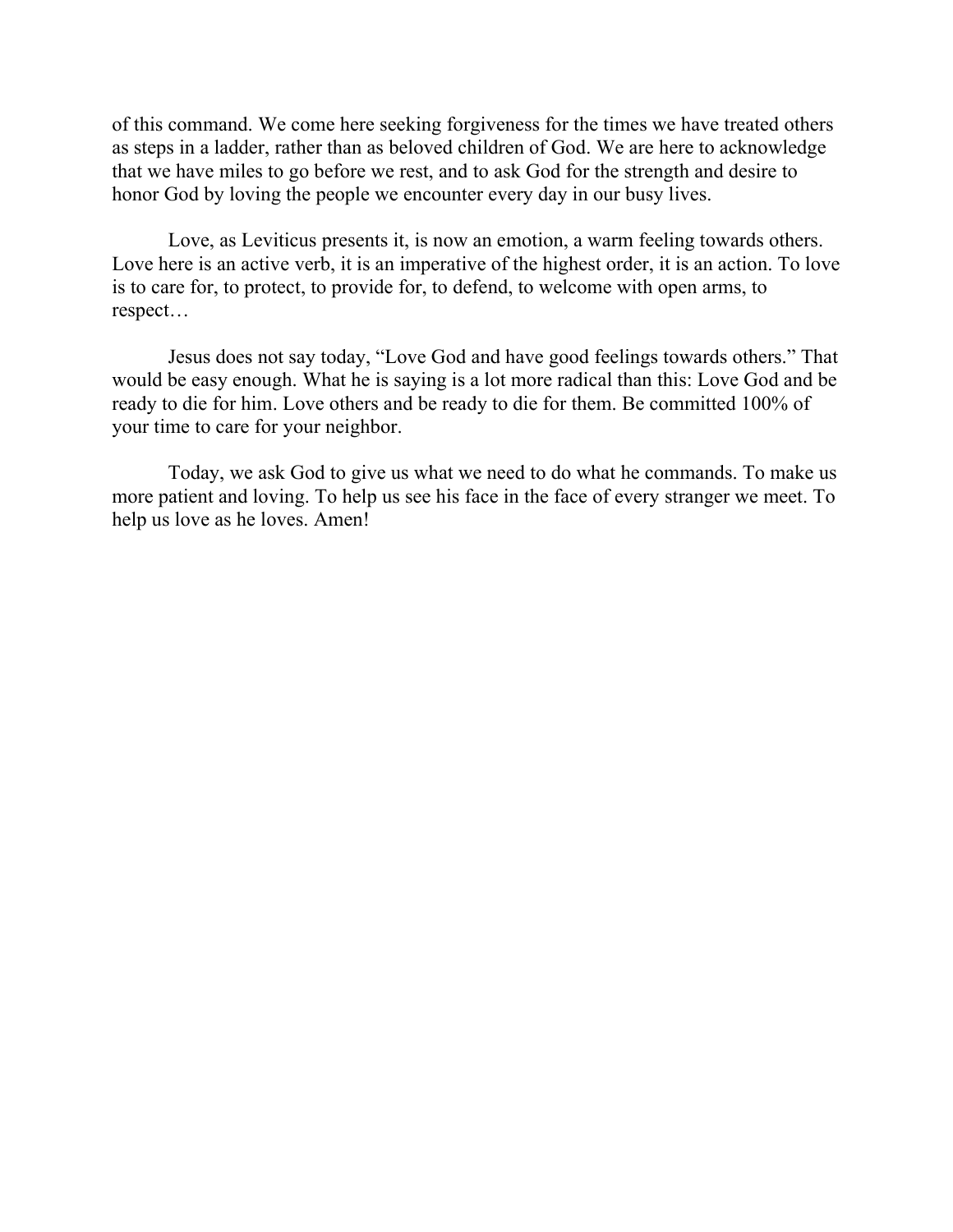of this command. We come here seeking forgiveness for the times we have treated others as steps in a ladder, rather than as beloved children of God. We are here to acknowledge that we have miles to go before we rest, and to ask God for the strength and desire to honor God by loving the people we encounter every day in our busy lives.

Love, as Leviticus presents it, is now an emotion, a warm feeling towards others. Love here is an active verb, it is an imperative of the highest order, it is an action. To love is to care for, to protect, to provide for, to defend, to welcome with open arms, to respect…

Jesus does not say today, "Love God and have good feelings towards others." That would be easy enough. What he is saying is a lot more radical than this: Love God and be ready to die for him. Love others and be ready to die for them. Be committed 100% of your time to care for your neighbor.

Today, we ask God to give us what we need to do what he commands. To make us more patient and loving. To help us see his face in the face of every stranger we meet. To help us love as he loves. Amen!